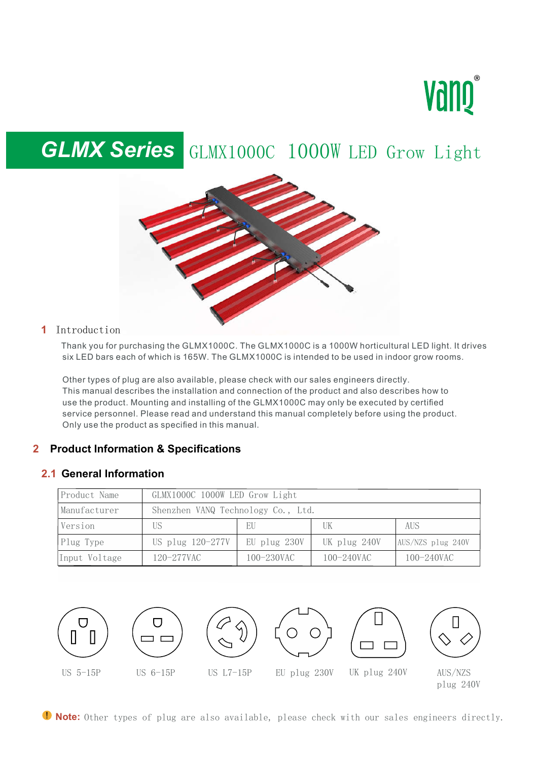# GLMX Series GLMX1000C 1000W LED Grow Light

## 1 Introduction

Thank you for purchasing the GLMX1000C. The GLMX1000C is a 1000W horticultural LED light. It drives six LED bars each of which is 165W. The GLMX1000C is intended to be used in indoor grow rooms.

Other types of plug are also available, please check with our sales engineers directly.
This manual describes the installation and connection of the product and also describes how to use the product. Mounting and installing of the GLMX1000C may only be executed by certified service personnel. Please read and understand this manual completely before using the product. Only use the product as specified in this manual.

## 2 Product Information & Specifications

### 2.1 General Information

| | | | | |
|---|---|---|---|---|
| Product Name | GLMX1000C 1000W LED Grow Light | | | |
| Manufacturer | Shenzhen VANQ Technology Co., Ltd. | | | |
| Version | US | EU | UK | AUS |
| Plug Type | US plug 120-277V | EU plug 230V | UK plug 240V | AUS/NZS plug 240V |
| Input Voltage | 120-277VAC | 100-230VAC | 100-240VAC | 100-240VAC |

US 5-15P

US 6-15P

US L7-15P

EU plug 230V

UK plug 240V

AUS/NZS plug 240V

**Note:** Other types of plug are also available, please check with our sales engineers directly.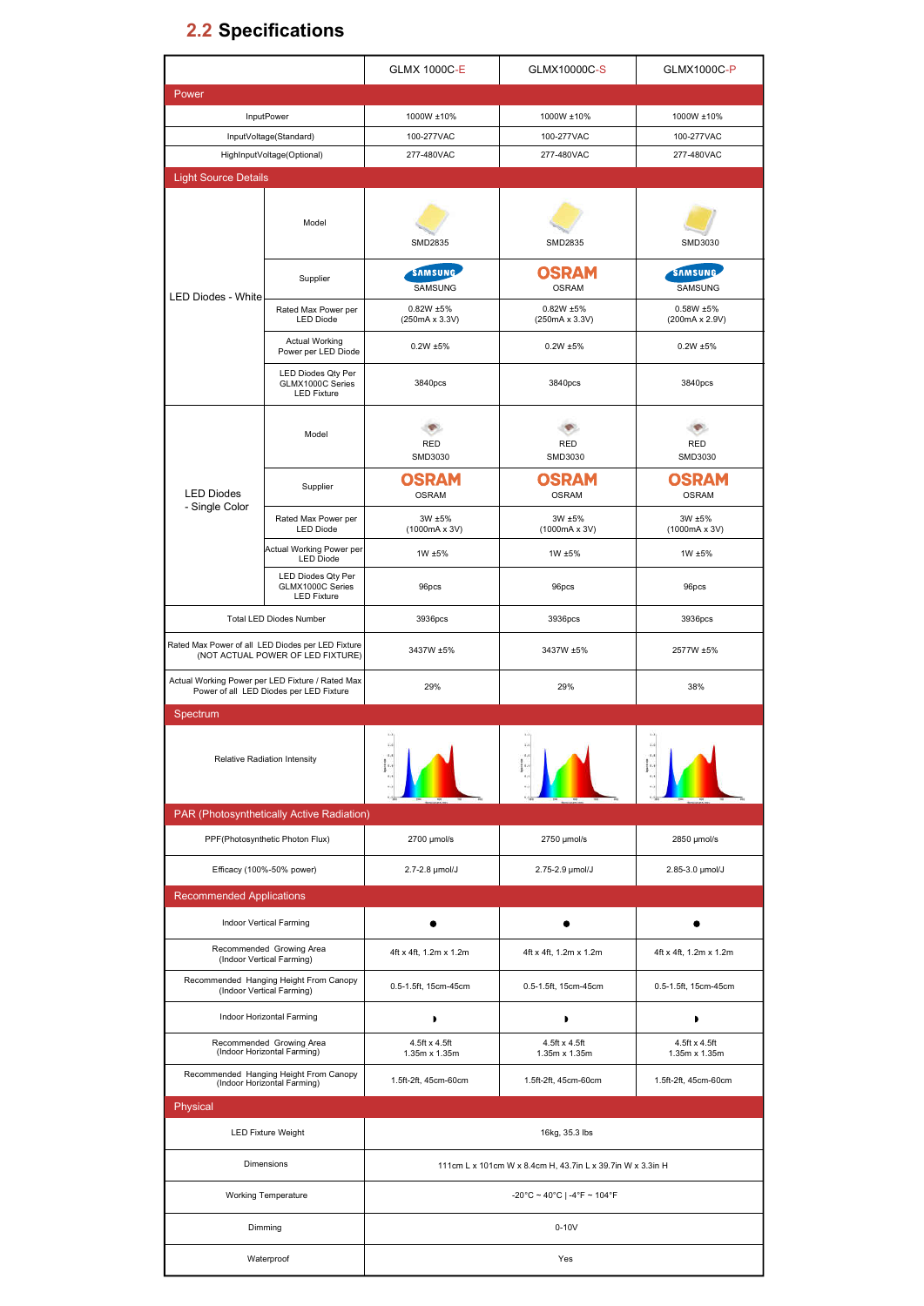## 2.2 Specifications

| | | GLMX 1000C-E | GLMX10000C-S | GLMX1000C-P |
|---|---|---|---|---|
| **Power** | | | | |
| InputPower | | 1000W ±10% | 1000W ±10% | 1000W ±10% |
| InputVoltage(Standard) | | 100-277VAC | 100-277VAC | 100-277VAC |
| HighInputVoltage(Optional) | | 277-480VAC | 277-480VAC | 277-480VAC |
| **Light Source Details** | | | | |
| LED Diodes - White | Model | SMD2835 | SMD2835 | SMD3030 |
| | Supplier | SAMSUNG | OSRAM | SAMSUNG |
| | Rated Max Power per LED Diode | 0.82W ±5% (250mA x 3.3V) | 0.82W ±5% (250mA x 3.3V) | 0.58W ±5% (200mA x 2.9V) |
| | Actual Working Power per LED Diode | 0.2W ±5% | 0.2W ±5% | 0.2W ±5% |
| | LED Diodes Qty Per GLMX1000C Series LED Fixture | 3840pcs | 3840pcs | 3840pcs |
| LED Diodes - Single Color | Model | RED SMD3030 | RED SMD3030 | RED SMD3030 |
| | Supplier | OSRAM | OSRAM | OSRAM |
| | Rated Max Power per LED Diode | 3W ±5% (1000mA x 3V) | 3W ±5% (1000mA x 3V) | 3W ±5% (1000mA x 3V) |
| | Actual Working Power per LED Diode | 1W ±5% | 1W ±5% | 1W ±5% |
| | LED Diodes Qty Per GLMX1000C Series LED Fixture | 96pcs | 96pcs | 96pcs |
| Total LED Diodes Number | | 3936pcs | 3936pcs | 3936pcs |
| Rated Max Power of all LED Diodes per LED Fixture (NOT ACTUAL POWER OF LED FIXTURE) | | 3437W ±5% | 3437W ±5% | 2577W ±5% |
| Actual Working Power per LED Fixture / Rated Max Power of all LED Diodes per LED Fixture | | 29% | 29% | 38% |
| **Spectrum** | | | | |
| Relative Radiation Intensity | | | | |
| **PAR (Photosynthetically Active Radiation)** | | | | |
| PPF(Photosynthetic Photon Flux) | | 2700 μmol/s | 2750 μmol/s | 2850 μmol/s |
| Efficacy (100%-50% power) | | 2.7-2.8 μmol/J | 2.75-2.9 μmol/J | 2.85-3.0 μmol/J |
| **Recommended Applications** | | | | |
| Indoor Vertical Farming | | ● | ● | ● |
| Recommended Growing Area (Indoor Vertical Farming) | | 4ft x 4ft, 1.2m x 1.2m | 4ft x 4ft, 1.2m x 1.2m | 4ft x 4ft, 1.2m x 1.2m |
| Recommended Hanging Height From Canopy (Indoor Vertical Farming) | | 0.5-1.5ft, 15cm-45cm | 0.5-1.5ft, 15cm-45cm | 0.5-1.5ft, 15cm-45cm |
| Indoor Horizontal Farming | | ◗ | ◗ | ◗ |
| Recommended Growing Area (Indoor Horizontal Farming) | | 4.5ft x 4.5ft 1.35m x 1.35m | 4.5ft x 4.5ft 1.35m x 1.35m | 4.5ft x 4.5ft 1.35m x 1.35m |
| Recommended Hanging Height From Canopy (Indoor Horizontal Farming) | | 1.5ft-2ft, 45cm-60cm | 1.5ft-2ft, 45cm-60cm | 1.5ft-2ft, 45cm-60cm |
| **Physical** | | | | |
| LED Fixture Weight | | 16kg, 35.3 lbs | | |
| Dimensions | | 111cm L x 101cm W x 8.4cm H, 43.7in L x 39.7in W x 3.3in H | | |
| Working Temperature | | -20°C ~ 40°C \| -4°F ~ 104°F | | |
| Dimming | | 0-10V | | |
| Waterproof | | Yes | | |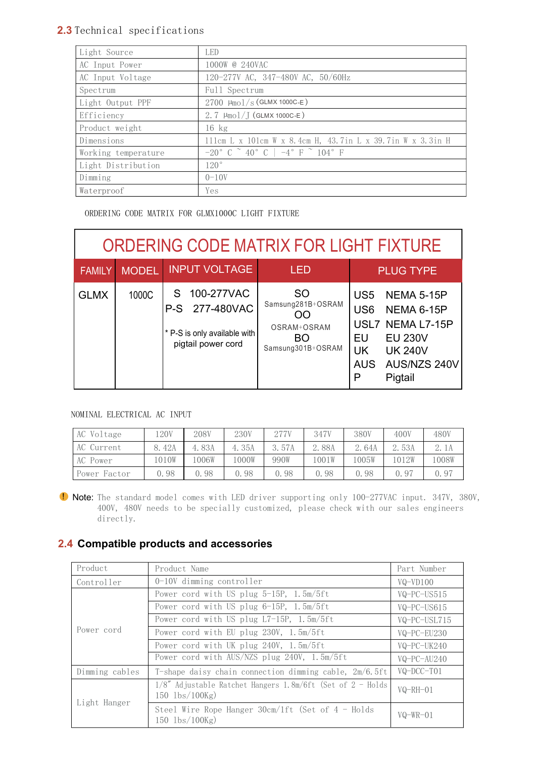## 2.3 Technical specifications

| | |
|---|---|
| Light Source | LED |
| AC Input Power | 1000W @ 240VAC |
| AC Input Voltage | 120-277V AC, 347-480V AC, 50/60Hz |
| Spectrum | Full Spectrum |
| Light Output PPF | 2700 μmol/s (GLMX 1000C-E) |
| Efficiency | 2.7 μmol/J (GLMX 1000C-E) |
| Product weight | 16 kg |
| Dimensions | 111cm L x 101cm W x 8.4cm H, 43.7in L x 39.7in W x 3.3in H |
| Working temperature | -20° C ~ 40° C \| -4° F ~ 104° F |
| Light Distribution | 120° |
| Dimming | 0-10V |
| Waterproof | Yes |

ORDERING CODE MATRIX FOR GLMX1000C LIGHT FIXTURE

**ORDERING CODE MATRIX FOR LIGHT FIXTURE**

| FAMILY | MODEL | INPUT VOLTAGE | LED | PLUG TYPE |
|---|---|---|---|---|
| GLMX | 1000C | S 100-277VAC<br>P-S 277-480VAC<br><br>* P-S is only available with pigtail power cord | SO<br>Samsung281B+OSRAM<br>OO<br>OSRAM+OSRAM<br>BO<br>Samsung301B+OSRAM | US5 NEMA 5-15P<br>US6 NEMA 6-15P<br>USL7 NEMA L7-15P<br>EU EU 230V<br>UK UK 240V<br>AUS AUS/NZS 240V<br>P Pigtail |

NOMINAL ELECTRICAL AC INPUT

| AC Voltage | 120V | 208V | 230V | 277V | 347V | 380V | 400V | 480V |
|---|---|---|---|---|---|---|---|---|
| AC Current | 8.42A | 4.83A | 4.35A | 3.57A | 2.88A | 2.64A | 2.53A | 2.1A |
| AC Power | 1010W | 1006W | 1000W | 990W | 1001W | 1005W | 1012W | 1008W |
| Power Factor | 0.98 | 0.98 | 0.98 | 0.98 | 0.98 | 0.98 | 0.97 | 0.97 |

**Note:** The standard model comes with LED driver supporting only 100-277VAC input. 347V, 380V, 400V, 480V needs to be specially customized, please check with our sales engineers directly.

## 2.4 Compatible products and accessories

| Product | Product Name | Part Number |
|---|---|---|
| Controller | 0-10V dimming controller | VQ-VD100 |
| Power cord | Power cord with US plug 5-15P, 1.5m/5ft | VQ-PC-US515 |
| | Power cord with US plug 6-15P, 1.5m/5ft | VQ-PC-US615 |
| | Power cord with US plug L7-15P, 1.5m/5ft | VQ-PC-USL715 |
| | Power cord with EU plug 230V, 1.5m/5ft | VQ-PC-EU230 |
| | Power cord with UK plug 240V, 1.5m/5ft | VQ-PC-UK240 |
| | Power cord with AUS/NZS plug 240V, 1.5m/5ft | VQ-PC-AU240 |
| Dimming cables | T-shape daisy chain connection dimming cable, 2m/6.5ft | VQ-DCC-T01 |
| Light Hanger | 1/8" Adjustable Ratchet Hangers 1.8m/6ft (Set of 2 - Holds 150 lbs/100Kg) | VQ-RH-01 |
| | Steel Wire Rope Hanger 30cm/1ft (Set of 4 - Holds 150 lbs/100Kg) | VQ-WR-01 |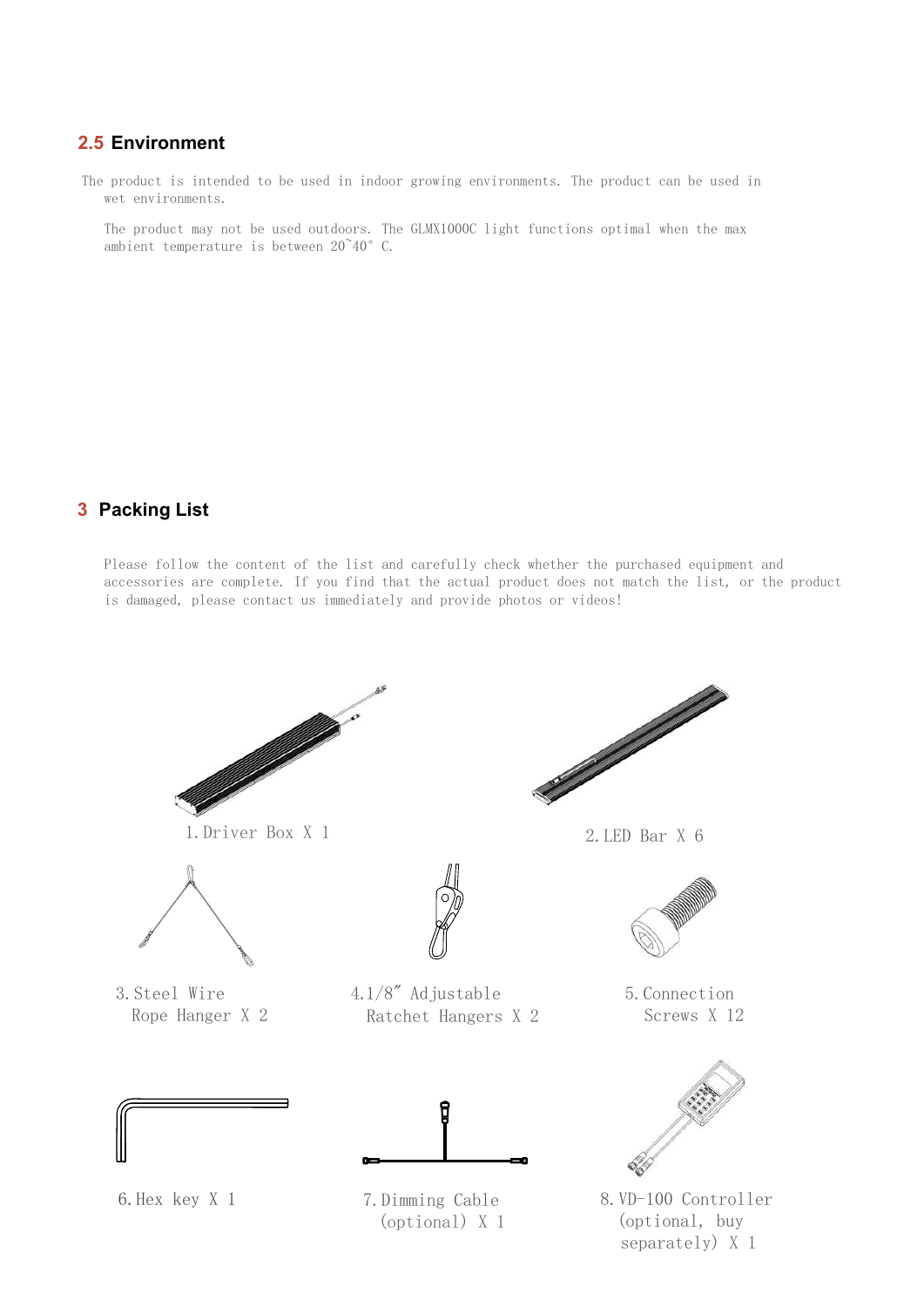## 2.5 Environment

The product is intended to be used in indoor growing environments. The product can be used in wet environments.

The product may not be used outdoors. The GLMX1000C light functions optimal when the max ambient temperature is between 20~40° C.

## 3 Packing List

Please follow the content of the list and carefully check whether the purchased equipment and accessories are complete. If you find that the actual product does not match the list, or the product is damaged, please contact us immediately and provide photos or videos!

1. Driver Box X 1

2. LED Bar X 6

3. Steel Wire Rope Hanger X 2

4. 1/8″ Adjustable Ratchet Hangers X 2

5. Connection Screws X 12

6. Hex key X 1

7. Dimming Cable (optional) X 1

8. VD-100 Controller (optional, buy separately) X 1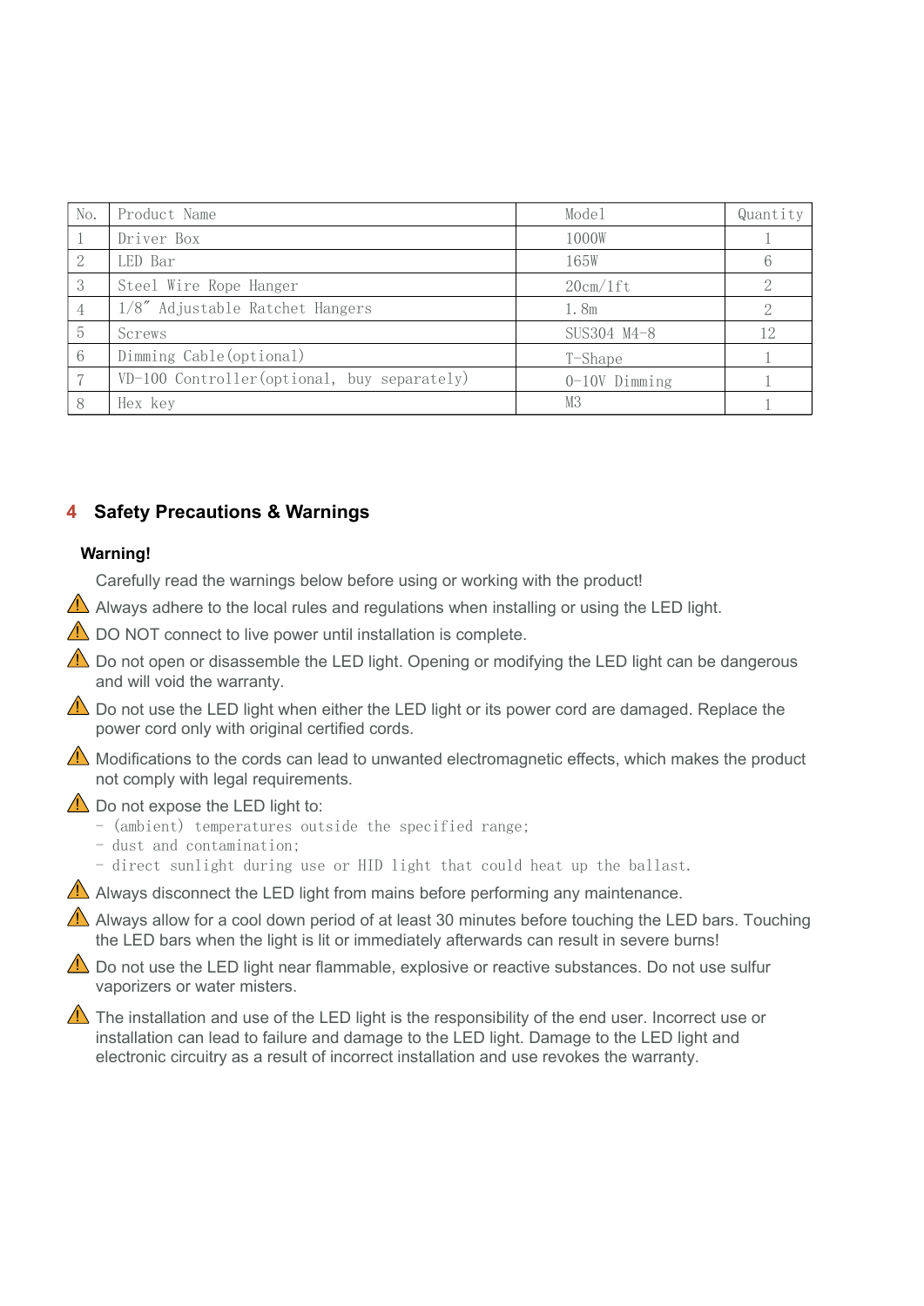| No. | Product Name | Model | Quantity |
| --- | --- | --- | --- |
| 1 | Driver Box | 1000W | 1 |
| 2 | LED Bar | 165W | 6 |
| 3 | Steel Wire Rope Hanger | 20cm/1ft | 2 |
| 4 | 1/8″ Adjustable Ratchet Hangers | 1.8m | 2 |
| 5 | Screws | SUS304 M4-8 | 12 |
| 6 | Dimming Cable(optional) | T-Shape | 1 |
| 7 | VD-100 Controller(optional, buy separately) | 0-10V Dimming | 1 |
| 8 | Hex key | M3 | 1 |

## 4 Safety Precautions & Warnings

**Warning!**

Carefully read the warnings below before using or working with the product!

⚠ Always adhere to the local rules and regulations when installing or using the LED light.

⚠ DO NOT connect to live power until installation is complete.

⚠ Do not open or disassemble the LED light. Opening or modifying the LED light can be dangerous and will void the warranty.

⚠ Do not use the LED light when either the LED light or its power cord are damaged. Replace the power cord only with original certified cords.

⚠ Modifications to the cords can lead to unwanted electromagnetic effects, which makes the product not comply with legal requirements.

⚠ Do not expose the LED light to:
- (ambient) temperatures outside the specified range;
- dust and contamination;
- direct sunlight during use or HID light that could heat up the ballast.

⚠ Always disconnect the LED light from mains before performing any maintenance.

⚠ Always allow for a cool down period of at least 30 minutes before touching the LED bars. Touching the LED bars when the light is lit or immediately afterwards can result in severe burns!

⚠ Do not use the LED light near flammable, explosive or reactive substances. Do not use sulfur vaporizers or water misters.

⚠ The installation and use of the LED light is the responsibility of the end user. Incorrect use or installation can lead to failure and damage to the LED light. Damage to the LED light and electronic circuitry as a result of incorrect installation and use revokes the warranty.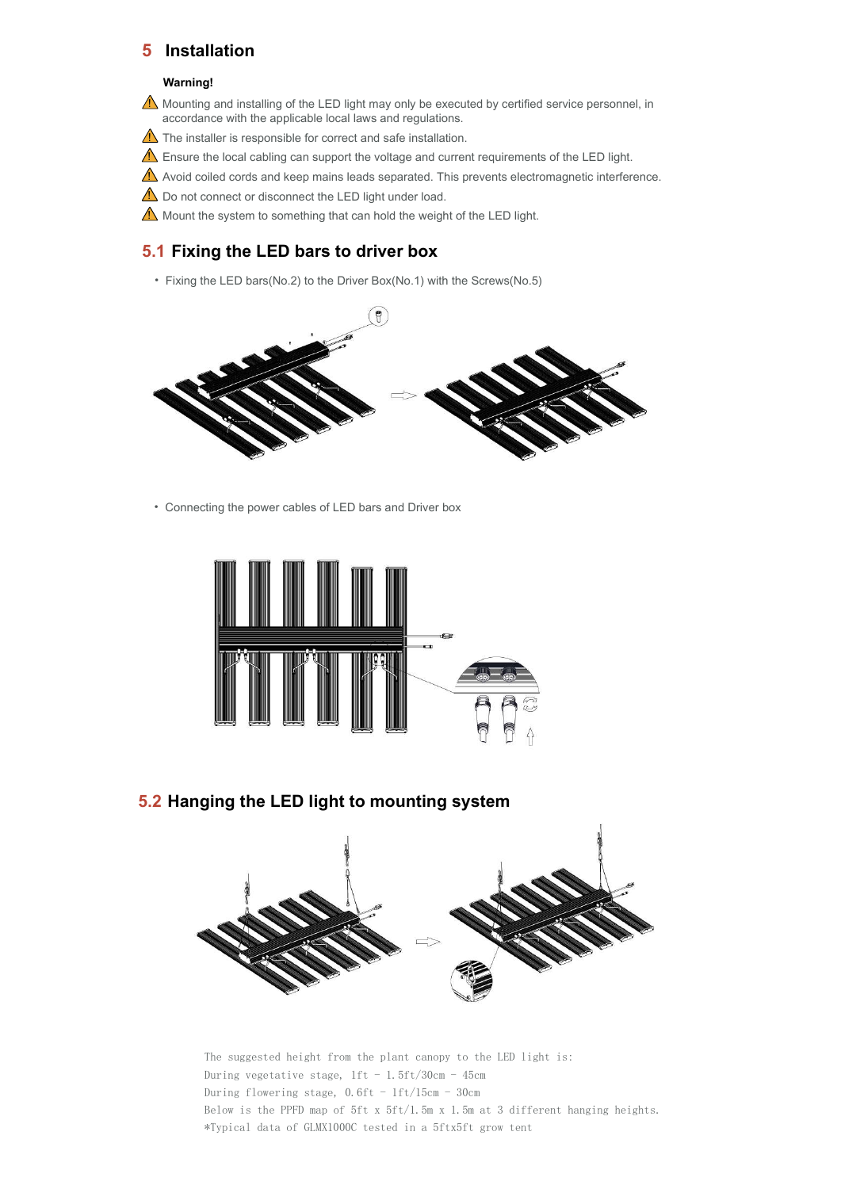# 5 Installation

**Warning!**

⚠ Mounting and installing of the LED light may only be executed by certified service personnel, in accordance with the applicable local laws and regulations.

⚠ The installer is responsible for correct and safe installation.

⚠ Ensure the local cabling can support the voltage and current requirements of the LED light.

⚠ Avoid coiled cords and keep mains leads separated. This prevents electromagnetic interference.

⚠ Do not connect or disconnect the LED light under load.

⚠ Mount the system to something that can hold the weight of the LED light.

## 5.1 Fixing the LED bars to driver box

- Fixing the LED bars(No.2) to the Driver Box(No.1) with the Screws(No.5)

- Connecting the power cables of LED bars and Driver box

## 5.2 Hanging the LED light to mounting system

The suggested height from the plant canopy to the LED light is:
During vegetative stage, 1ft - 1.5ft/30cm - 45cm
During flowering stage, 0.6ft - 1ft/15cm - 30cm
Below is the PPFD map of 5ft x 5ft/1.5m x 1.5m at 3 different hanging heights.
*Typical data of GLMX1000C tested in a 5ftx5ft grow tent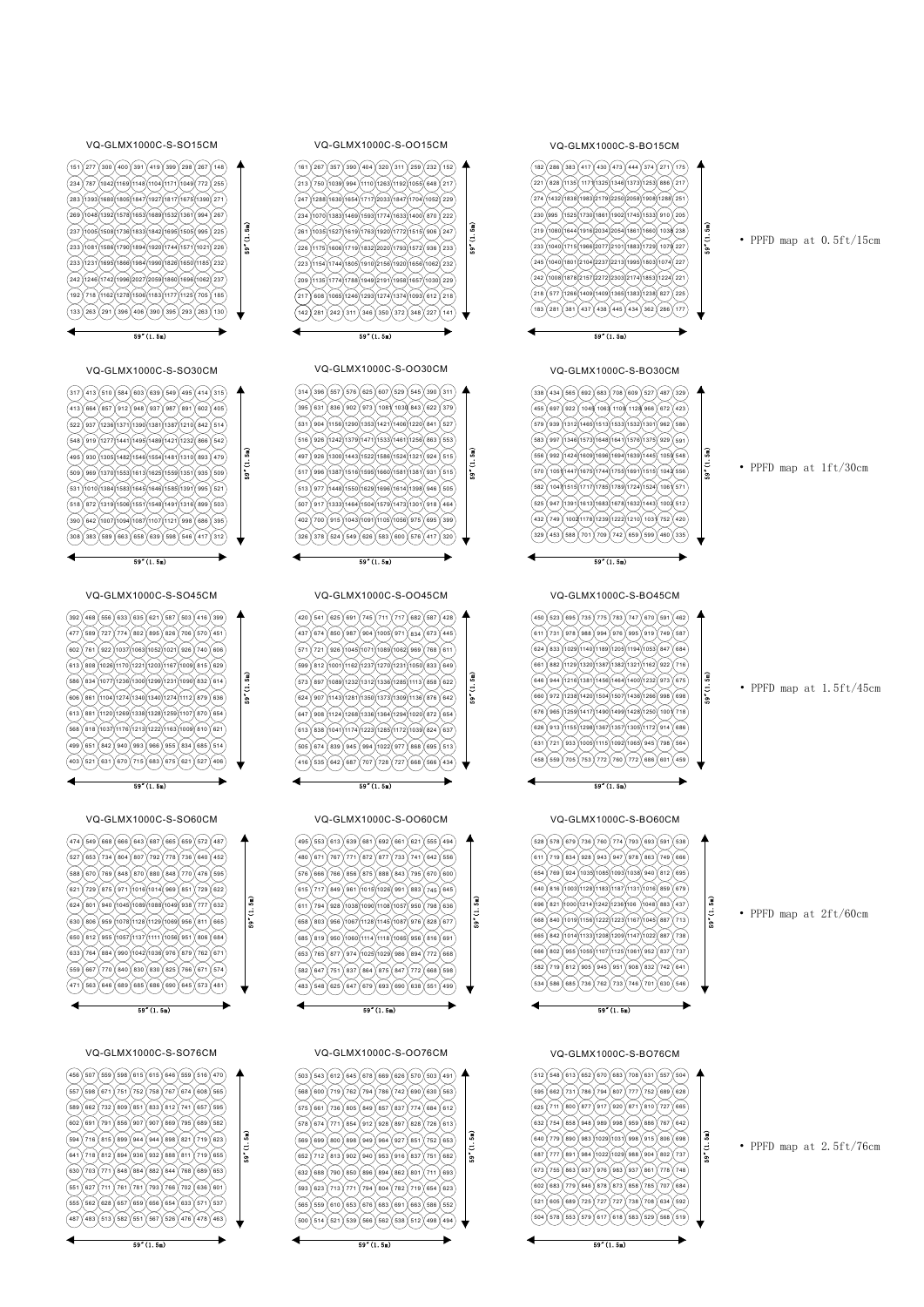## PPFD map at 0.5ft/15cm

### VQ-GLMX1000C-S-SO15CM

| | | | | | | | | | |
|---|---|---|---|---|---|---|---|---|---|
| 151 | 277 | 300 | 400 | 391 | 419 | 399 | 298 | 267 | 148 |
| 234 | 787 | 1042 | 1169 | 1148 | 1104 | 1171 | 1049 | 772 | 255 |
| 283 | 1393 | 1680 | 1805 | 1847 | 1927 | 1817 | 1675 | 1390 | 271 |
| 269 | 1048 | 1392 | 1578 | 1653 | 1689 | 1532 | 1361 | 994 | 267 |
| 237 | 1005 | 1508 | 1736 | 1833 | 1842 | 1695 | 1505 | 995 | 225 |
| 233 | 1081 | 1586 | 1790 | 1894 | 1920 | 1744 | 1571 | 1021 | 226 |
| 233 | 1231 | 1695 | 1866 | 1984 | 1990 | 1826 | 1650 | 1185 | 232 |
| 242 | 1246 | 1742 | 1996 | 2027 | 2059 | 1860 | 1696 | 1062 | 237 |
| 192 | 718 | 1162 | 1278 | 1506 | 1183 | 1177 | 1125 | 705 | 185 |
| 133 | 263 | 291 | 396 | 406 | 390 | 395 | 293 | 263 | 130 |

59"(1.5m) × 59"(1.5m)

### VQ-GLMX1000C-S-OO15CM

| | | | | | | | | | |
|---|---|---|---|---|---|---|---|---|---|
| 161 | 267 | 357 | 390 | 404 | 320 | 311 | 259 | 232 | 152 |
| 213 | 750 | 1039 | 994 | 1110 | 1263 | 1192 | 1055 | 648 | 217 |
| 247 | 1288 | 1630 | 1654 | 1717 | 2033 | 1847 | 1704 | 1052 | 229 |
| 234 | 1070 | 1383 | 1469 | 1593 | 1774 | 1633 | 1400 | 870 | 222 |
| 261 | 1035 | 1527 | 1619 | 1763 | 1920 | 1772 | 1515 | 906 | 247 |
| 226 | 1175 | 1606 | 1719 | 1832 | 2020 | 1793 | 1572 | 936 | 233 |
| 223 | 1154 | 1744 | 1805 | 1910 | 2156 | 1920 | 1656 | 1062 | 232 |
| 209 | 1135 | 1774 | 1788 | 1949 | 2191 | 1958 | 1657 | 1030 | 229 |
| 217 | 608 | 1065 | 1246 | 1293 | 1274 | 1374 | 1093 | 612 | 218 |
| 142 | 281 | 242 | 311 | 346 | 350 | 372 | 348 | 227 | 141 |

59"(1.5m) × 59"(1.5m)

### VQ-GLMX1000C-S-BO15CM

| | | | | | | | | | |
|---|---|---|---|---|---|---|---|---|---|
| 182 | 286 | 383 | 417 | 430 | 473 | 444 | 374 | 271 | 175 |
| 221 | 828 | 1135 | 1171 | 1325 | 1346 | 1373 | 1253 | 866 | 217 |
| 274 | 1432 | 1838 | 1983 | 2179 | 2250 | 2058 | 1908 | 1288 | 251 |
| 230 | 995 | 1525 | 1730 | 1861 | 1902 | 1745 | 1533 | 910 | 205 |
| 219 | 1080 | 1644 | 1916 | 2034 | 2054 | 1861 | 1660 | 1038 | 238 |
| 233 | 1040 | 1715 | 1966 | 2077 | 2101 | 1883 | 1729 | 1079 | 227 |
| 245 | 1040 | 1801 | 2104 | 2237 | 2213 | 1995 | 1803 | 1074 | 227 |
| 242 | 1008 | 1878 | 2157 | 2272 | 2303 | 2174 | 1853 | 1224 | 221 |
| 218 | 577 | 1266 | 1409 | 1409 | 1365 | 1383 | 1238 | 827 | 225 |
| 183 | 281 | 381 | 437 | 438 | 445 | 434 | 362 | 286 | 177 |

59"(1.5m) × 59"(1.5m)

- PPFD map at 0.5ft/15cm

## PPFD map at 1ft/30cm

### VQ-GLMX1000C-S-SO30CM

| | | | | | | | | | |
|---|---|---|---|---|---|---|---|---|---|
| 317 | 413 | 510 | 584 | 603 | 639 | 549 | 495 | 414 | 315 |
| 413 | 664 | 857 | 912 | 948 | 937 | 987 | 891 | 602 | 405 |
| 522 | 937 | 1236 | 1371 | 1390 | 1381 | 1387 | 1210 | 842 | 514 |
| 548 | 919 | 1277 | 1441 | 1495 | 1489 | 1421 | 1232 | 866 | 524 |
| 495 | 930 | 1305 | 1482 | 1546 | 1554 | 1481 | 1310 | 893 | 479 |
| 509 | 969 | 1370 | 1553 | 1613 | 1625 | 1559 | 1351 | 935 | 509 |
| 531 | 1010 | 1384 | 1583 | 1645 | 1646 | 1585 | 1391 | 995 | 521 |
| 518 | 872 | 1319 | 1506 | 1551 | 1548 | 1491 | 1316 | 899 | 503 |
| 390 | 642 | 1007 | 1094 | 1087 | 1107 | 1121 | 998 | 686 | 395 |
| 308 | 383 | 589 | 663 | 658 | 639 | 598 | 546 | 417 | 312 |

59"(1.5m) × 59"(1.5m)

### VQ-GLMX1000C-S-OO30CM

| | | | | | | | | | |
|---|---|---|---|---|---|---|---|---|---|
| 314 | 396 | 557 | 576 | 625 | 607 | 529 | 545 | 390 | 311 |
| 395 | 631 | 836 | 902 | 973 | 1081 | 1030 | 843 | 622 | 379 |
| 531 | 904 | 1156 | 1290 | 1353 | 1421 | 1408 | 1220 | 841 | 527 |
| 516 | 926 | 1242 | 1379 | 1471 | 1533 | 1461 | 1286 | 863 | 553 |
| 497 | 926 | 1300 | 1443 | 1522 | 1586 | 1524 | 1321 | 924 | 515 |
| 517 | 996 | 1387 | 1516 | 1595 | 1660 | 1581 | 1381 | 931 | 515 |
| 513 | 977 | 1448 | 1550 | 1629 | 1696 | 1614 | 1398 | 946 | 505 |
| 507 | 917 | 1333 | 1464 | 1504 | 1579 | 1473 | 1301 | 918 | 464 |
| 402 | 700 | 915 | 1043 | 1091 | 1105 | 1056 | 975 | 695 | 399 |
| 326 | 378 | 524 | 549 | 626 | 583 | 600 | 576 | 417 | 320 |

59"(1.5m) × 59"(1.5m)

### VQ-GLMX1000C-S-BO30CM

| | | | | | | | | | |
|---|---|---|---|---|---|---|---|---|---|
| 338 | 434 | 565 | 692 | 683 | 708 | 609 | 527 | 487 | 329 |
| 455 | 697 | 922 | 1048 | 1063 | 1109 | 1128 | 966 | 672 | 423 |
| 579 | 939 | 1312 | 1465 | 1513 | 1533 | 1532 | 1301 | 962 | 586 |
| 583 | 997 | 1346 | 1573 | 1648 | 1641 | 1576 | 1375 | 929 | 591 |
| 556 | 992 | 1424 | 1609 | 1696 | 1694 | 1639 | 1445 | 1059 | 548 |
| 570 | 1051 | 1447 | 1675 | 1744 | 1755 | 1691 | 1515 | 1042 | 556 |
| 582 | 1041 | 1515 | 1717 | 1785 | 1780 | 1724 | 1524 | 1061 | 571 |
| 525 | 947 | 1391 | 1613 | 1683 | 1678 | 1632 | 1443 | 1002 | 512 |
| 432 | 749 | 1002 | 1178 | 1239 | 1222 | 1210 | 1031 | 752 | 420 |
| 329 | 453 | 588 | 701 | 709 | 742 | 659 | 599 | 460 | 335 |

59"(1.5m) × 59"(1.5m)

- PPFD map at 1ft/30cm

## PPFD map at 1.5ft/45cm

### VQ-GLMX1000C-S-SO45CM

| | | | | | | | | | |
|---|---|---|---|---|---|---|---|---|---|
| 392 | 468 | 556 | 633 | 635 | 621 | 587 | 503 | 416 | 399 |
| 477 | 589 | 727 | 774 | 802 | 895 | 826 | 706 | 570 | 451 |
| 602 | 761 | 922 | 1037 | 1063 | 1052 | 1021 | 926 | 740 | 606 |
| 613 | 808 | 1026 | 1170 | 1221 | 1203 | 1167 | 1009 | 815 | 629 |
| 586 | 834 | 1077 | 1236 | 1300 | 1299 | 1231 | 1090 | 832 | 614 |
| 606 | 861 | 1104 | 1274 | 1340 | 1340 | 1274 | 1112 | 879 | 636 |
| 613 | 881 | 1120 | 1269 | 1338 | 1328 | 1259 | 1107 | 870 | 654 |
| 568 | 818 | 1037 | 1176 | 1213 | 1222 | 1163 | 1009 | 810 | 621 |
| 499 | 651 | 842 | 940 | 993 | 966 | 955 | 834 | 685 | 514 |
| 403 | 521 | 631 | 670 | 715 | 683 | 675 | 621 | 527 | 406 |

59"(1.5m) × 59"(1.5m)

### VQ-GLMX1000C-S-OO45CM

| | | | | | | | | | |
|---|---|---|---|---|---|---|---|---|---|
| 420 | 541 | 625 | 691 | 745 | 711 | 717 | 682 | 587 | 428 |
| 437 | 674 | 850 | 987 | 904 | 1005 | 971 | 834 | 673 | 445 |
| 571 | 721 | 926 | 1045 | 1071 | 1089 | 1062 | 969 | 768 | 611 |
| 599 | 812 | 1001 | 1162 | 1237 | 1270 | 1231 | 1050 | 833 | 649 |
| 573 | 897 | 1089 | 1232 | 1312 | 1336 | 1285 | 1113 | 858 | 622 |
| 624 | 907 | 1143 | 1281 | 1350 | 1373 | 1309 | 1136 | 876 | 642 |
| 647 | 908 | 1124 | 1268 | 1336 | 1364 | 1294 | 1020 | 872 | 654 |
| 613 | 838 | 1041 | 1174 | 1223 | 1285 | 1172 | 1039 | 824 | 637 |
| 505 | 674 | 839 | 945 | 994 | 1022 | 977 | 868 | 695 | 513 |
| 416 | 535 | 642 | 687 | 707 | 728 | 727 | 668 | 566 | 434 |

59"(1.5m) × 59"(1.5m)

### VQ-GLMX1000C-S-BO45CM

| | | | | | | | | | |
|---|---|---|---|---|---|---|---|---|---|
| 450 | 523 | 695 | 735 | 775 | 783 | 747 | 670 | 591 | 462 |
| 611 | 731 | 978 | 988 | 994 | 976 | 995 | 919 | 749 | 587 |
| 624 | 833 | 1029 | 1140 | 1189 | 1205 | 1194 | 1053 | 847 | 684 |
| 661 | 882 | 1129 | 1320 | 1387 | 1382 | 1321 | 1162 | 922 | 718 |
| 646 | 944 | 1216 | 1381 | 1456 | 1464 | 1400 | 1232 | 973 | 675 |
| 660 | 972 | 1239 | 1420 | 1504 | 1507 | 1438 | 1266 | 998 | 698 |
| 676 | 965 | 1259 | 1417 | 1490 | 1499 | 1428 | 1250 | 1001 | 718 |
| 628 | 913 | 1155 | 1298 | 1367 | 1357 | 1305 | 1172 | 914 | 686 |
| 631 | 721 | 933 | 1005 | 1115 | 1092 | 1065 | 945 | 798 | 564 |
| 458 | 559 | 705 | 753 | 772 | 760 | 772 | 686 | 601 | 459 |

59"(1.5m) × 59"(1.5m)

- PPFD map at 1.5ft/45cm

## PPFD map at 2ft/60cm

### VQ-GLMX1000C-S-SO60CM

| | | | | | | | | | |
|---|---|---|---|---|---|---|---|---|---|
| 474 | 549 | 668 | 666 | 643 | 687 | 665 | 659 | 572 | 487 |
| 527 | 653 | 734 | 804 | 807 | 792 | 778 | 736 | 640 | 452 |
| 588 | 670 | 769 | 848 | 870 | 880 | 848 | 770 | 476 | 595 |
| 621 | 729 | 875 | 971 | 1016 | 1014 | 969 | 851 | 729 | 622 |
| 624 | 801 | 940 | 1045 | 1089 | 1088 | 1049 | 938 | 777 | 632 |
| 630 | 806 | 959 | 1078 | 1128 | 1129 | 1069 | 956 | 811 | 665 |
| 650 | 812 | 955 | 1057 | 1137 | 1111 | 1056 | 951 | 806 | 684 |
| 633 | 764 | 884 | 990 | 1042 | 1036 | 976 | 879 | 782 | 671 |
| 559 | 667 | 770 | 840 | 830 | 830 | 825 | 766 | 671 | 574 |
| 471 | 563 | 646 | 689 | 685 | 688 | 690 | 645 | 573 | 481 |

59"(1.5m) × 59"(1.5m)

### VQ-GLMX1000C-S-OO60CM

| | | | | | | | | | |
|---|---|---|---|---|---|---|---|---|---|
| 495 | 553 | 613 | 639 | 681 | 692 | 661 | 621 | 555 | 494 |
| 480 | 671 | 767 | 771 | 872 | 877 | 733 | 741 | 642 | 556 |
| 576 | 666 | 766 | 856 | 875 | 888 | 843 | 795 | 670 | 600 |
| 615 | 717 | 849 | 961 | 1015 | 1026 | 991 | 883 | 745 | 645 |
| 611 | 794 | 928 | 1038 | 1090 | 1108 | 1057 | 950 | 798 | 636 |
| 658 | 803 | 956 | 1087 | 1128 | 1145 | 1087 | 976 | 828 | 677 |
| 685 | 819 | 950 | 1060 | 1114 | 1118 | 1065 | 956 | 816 | 691 |
| 653 | 765 | 877 | 974 | 1025 | 1029 | 986 | 894 | 772 | 668 |
| 582 | 647 | 751 | 837 | 864 | 875 | 847 | 772 | 668 | 598 |
| 483 | 548 | 625 | 647 | 679 | 693 | 690 | 638 | 551 | 499 |

59"(1.5m) × 59"(1.5m)

### VQ-GLMX1000C-S-BO60CM

| | | | | | | | | | |
|---|---|---|---|---|---|---|---|---|---|
| 528 | 578 | 679 | 736 | 760 | 774 | 793 | 693 | 591 | 538 |
| 611 | 719 | 834 | 928 | 943 | 947 | 978 | 863 | 749 | 666 |
| 654 | 769 | 924 | 1035 | 1085 | 1093 | 1036 | 940 | 812 | 695 |
| 640 | 816 | 1003 | 1128 | 1183 | 1187 | 1131 | 1016 | 859 | 679 |
| 696 | 821 | 1000 | 1214 | 1242 | 1236 | 1106 | 1048 | 883 | 437 |
| 668 | 840 | 1019 | 1156 | 1222 | 1223 | 1167 | 1045 | 887 | 713 |
| 665 | 842 | 1014 | 1133 | 1208 | 1209 | 1147 | 1022 | 887 | 738 |
| 666 | 802 | 955 | 1055 | 1107 | 1125 | 1061 | 952 | 837 | 737 |
| 582 | 719 | 812 | 905 | 945 | 951 | 908 | 832 | 742 | 641 |
| 534 | 586 | 685 | 736 | 762 | 733 | 746 | 701 | 630 | 546 |

59"(1.5m) × 59"(1.5m)

- PPFD map at 2ft/60cm

## PPFD map at 2.5ft/76cm

### VQ-GLMX1000C-S-SO76CM

| | | | | | | | | | |
|---|---|---|---|---|---|---|---|---|---|
| 456 | 507 | 559 | 598 | 615 | 615 | 646 | 559 | 516 | 470 |
| 557 | 598 | 671 | 751 | 752 | 758 | 767 | 674 | 608 | 565 |
| 589 | 662 | 732 | 809 | 851 | 833 | 812 | 741 | 657 | 595 |
| 602 | 691 | 791 | 856 | 907 | 907 | 869 | 795 | 689 | 582 |
| 594 | 716 | 815 | 899 | 944 | 944 | 898 | 821 | 719 | 623 |
| 641 | 718 | 812 | 894 | 936 | 932 | 888 | 811 | 719 | 655 |
| 630 | 703 | 771 | 848 | 884 | 882 | 844 | 768 | 689 | 653 |
| 551 | 627 | 711 | 761 | 781 | 793 | 766 | 702 | 636 | 601 |
| 555 | 562 | 628 | 657 | 659 | 656 | 654 | 633 | 571 | 537 |
| 487 | 483 | 513 | 582 | 551 | 567 | 526 | 476 | 478 | 463 |

59"(1.5m) × 59"(1.5m)

### VQ-GLMX1000C-S-OO76CM

| | | | | | | | | | |
|---|---|---|---|---|---|---|---|---|---|
| 503 | 543 | 612 | 645 | 678 | 669 | 626 | 570 | 503 | 491 |
| 568 | 600 | 719 | 762 | 794 | 786 | 742 | 690 | 630 | 563 |
| 575 | 661 | 736 | 805 | 849 | 857 | 837 | 774 | 684 | 612 |
| 578 | 674 | 771 | 854 | 912 | 928 | 897 | 828 | 726 | 613 |
| 569 | 699 | 800 | 898 | 949 | 964 | 927 | 851 | 752 | 653 |
| 652 | 712 | 813 | 902 | 940 | 953 | 916 | 837 | 751 | 682 |
| 632 | 688 | 790 | 850 | 896 | 894 | 862 | 801 | 711 | 693 |
| 593 | 623 | 713 | 771 | 794 | 804 | 782 | 719 | 654 | 623 |
| 565 | 559 | 610 | 653 | 676 | 683 | 691 | 663 | 586 | 552 |
| 500 | 514 | 521 | 539 | 566 | 562 | 538 | 512 | 498 | 494 |

59"(1.5m) × 59"(1.5m)

### VQ-GLMX1000C-S-BO76CM

| | | | | | | | | | |
|---|---|---|---|---|---|---|---|---|---|
| 512 | 548 | 613 | 652 | 670 | 683 | 708 | 631 | 557 | 504 |
| 595 | 662 | 731 | 786 | 794 | 807 | 777 | 752 | 689 | 628 |
| 625 | 711 | 800 | 877 | 917 | 920 | 871 | 810 | 727 | 665 |
| 632 | 754 | 858 | 948 | 989 | 998 | 959 | 886 | 767 | 642 |
| 640 | 779 | 890 | 983 | 1029 | 1031 | 998 | 915 | 806 | 698 |
| 687 | 777 | 891 | 984 | 1022 | 1029 | 988 | 904 | 802 | 737 |
| 673 | 755 | 863 | 937 | 976 | 983 | 937 | 861 | 778 | 748 |
| 602 | 683 | 779 | 846 | 878 | 873 | 858 | 785 | 707 | 684 |
| 521 | 605 | 689 | 725 | 727 | 727 | 738 | 708 | 634 | 592 |
| 504 | 578 | 553 | 579 | 617 | 618 | 583 | 529 | 568 | 519 |

59"(1.5m) × 59"(1.5m)

- PPFD map at 2.5ft/76cm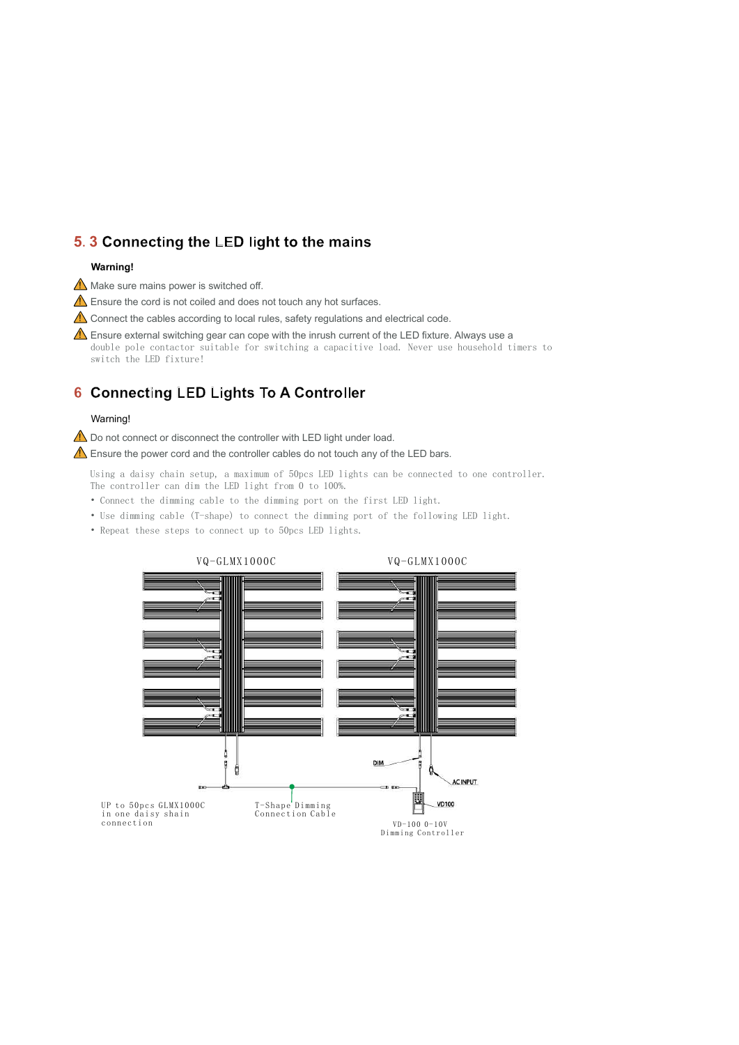## 5. 3 Connecting the LED light to the mains

**Warning!**

⚠ Make sure mains power is switched off.

⚠ Ensure the cord is not coiled and does not touch any hot surfaces.

⚠ Connect the cables according to local rules, safety regulations and electrical code.

⚠ Ensure external switching gear can cope with the inrush current of the LED fixture. Always use a double pole contactor suitable for switching a capacitive load. Never use household timers to switch the LED fixture!

## 6 Connecting LED Lights To A Controller

Warning!

⚠ Do not connect or disconnect the controller with LED light under load.

⚠ Ensure the power cord and the controller cables do not touch any of the LED bars.

Using a daisy chain setup, a maximum of 50pcs LED lights can be connected to one controller. The controller can dim the LED light from 0 to 100%.

- Connect the dimming cable to the dimming port on the first LED light.
- Use dimming cable (T-shape) to connect the dimming port of the following LED light.
- Repeat these steps to connect up to 50pcs LED lights.

VQ-GLMX1000C

VQ-GLMX1000C

DIM

AC INPUT

VD100

UP to 50pcs GLMX1000C in one daisy shain connection

T-Shape Dimming Connection Cable

VD-100 0-10V Dimming Controller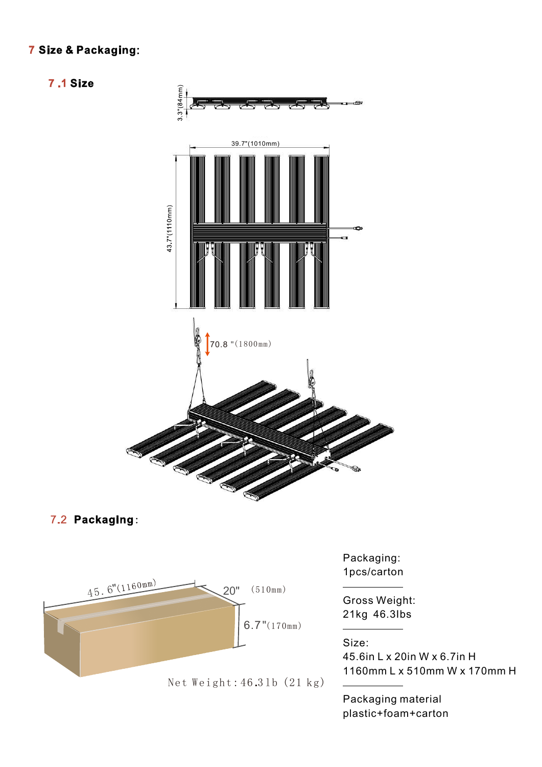## 7 Size & Packaging:

### 7 .1 Size

3.3"(84mm)

39.7"(1010mm)

43.7"(1110mm)

70.8 "(1800mm)

### 7.2 Packaging:

45.6"(1160mm)

20" (510mm)

6.7"(170mm)

Net Weight:46.3lb (21 kg)

Packaging:
1pcs/carton

Gross Weight:
21kg 46.3lbs

Size:
45.6in L x 20in W x 6.7in H
1160mm L x 510mm W x 170mm H

Packaging material
plastic+foam+carton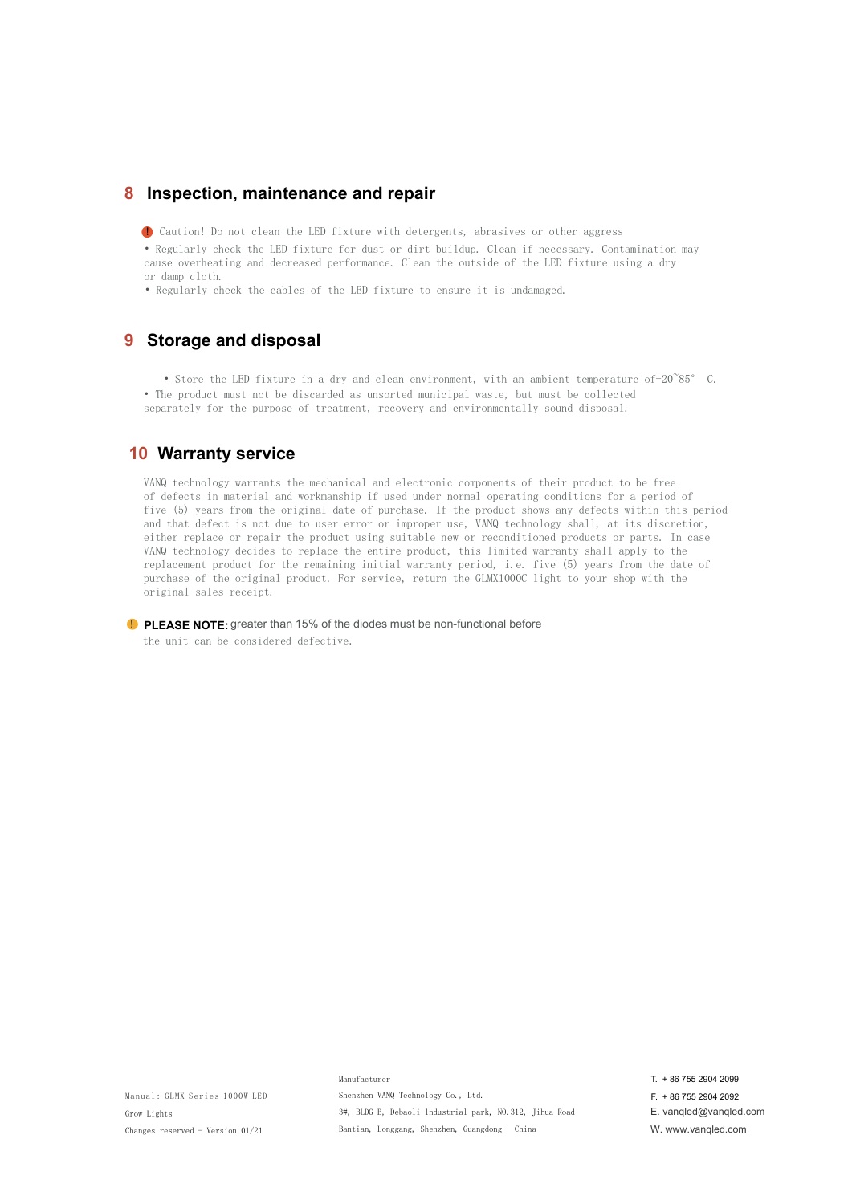## 8 Inspection, maintenance and repair

❗ Caution! Do not clean the LED fixture with detergents, abrasives or other aggress

- Regularly check the LED fixture for dust or dirt buildup. Clean if necessary. Contamination may cause overheating and decreased performance. Clean the outside of the LED fixture using a dry or damp cloth.
- Regularly check the cables of the LED fixture to ensure it is undamaged.

## 9 Storage and disposal

- Store the LED fixture in a dry and clean environment, with an ambient temperature of-20~85° C.
- The product must not be discarded as unsorted municipal waste, but must be collected separately for the purpose of treatment, recovery and environmentally sound disposal.

## 10 Warranty service

VANQ technology warrants the mechanical and electronic components of their product to be free of defects in material and workmanship if used under normal operating conditions for a period of five (5) years from the original date of purchase. If the product shows any defects within this period and that defect is not due to user error or improper use, VANQ technology shall, at its discretion, either replace or repair the product using suitable new or reconditioned products or parts. In case VANQ technology decides to replace the entire product, this limited warranty shall apply to the replacement product for the remaining initial warranty period, i.e. five (5) years from the date of purchase of the original product. For service, return the GLMX1000C light to your shop with the original sales receipt.

❗ **PLEASE NOTE:** greater than 15% of the diodes must be non-functional before the unit can be considered defective.

Manual: GLMX Series 1000W LED Grow Lights
Changes reserved - Version 01/21

Manufacturer
Shenzhen VANQ Technology Co., Ltd.
3#, BLDG B, Debaoli Industrial park, NO.312, Jihua Road
Bantian, Longgang, Shenzhen, Guangdong China

T. + 86 755 2904 2099
F. + 86 755 2904 2092
E. vanqled@vanqled.com
W. www.vanqled.com